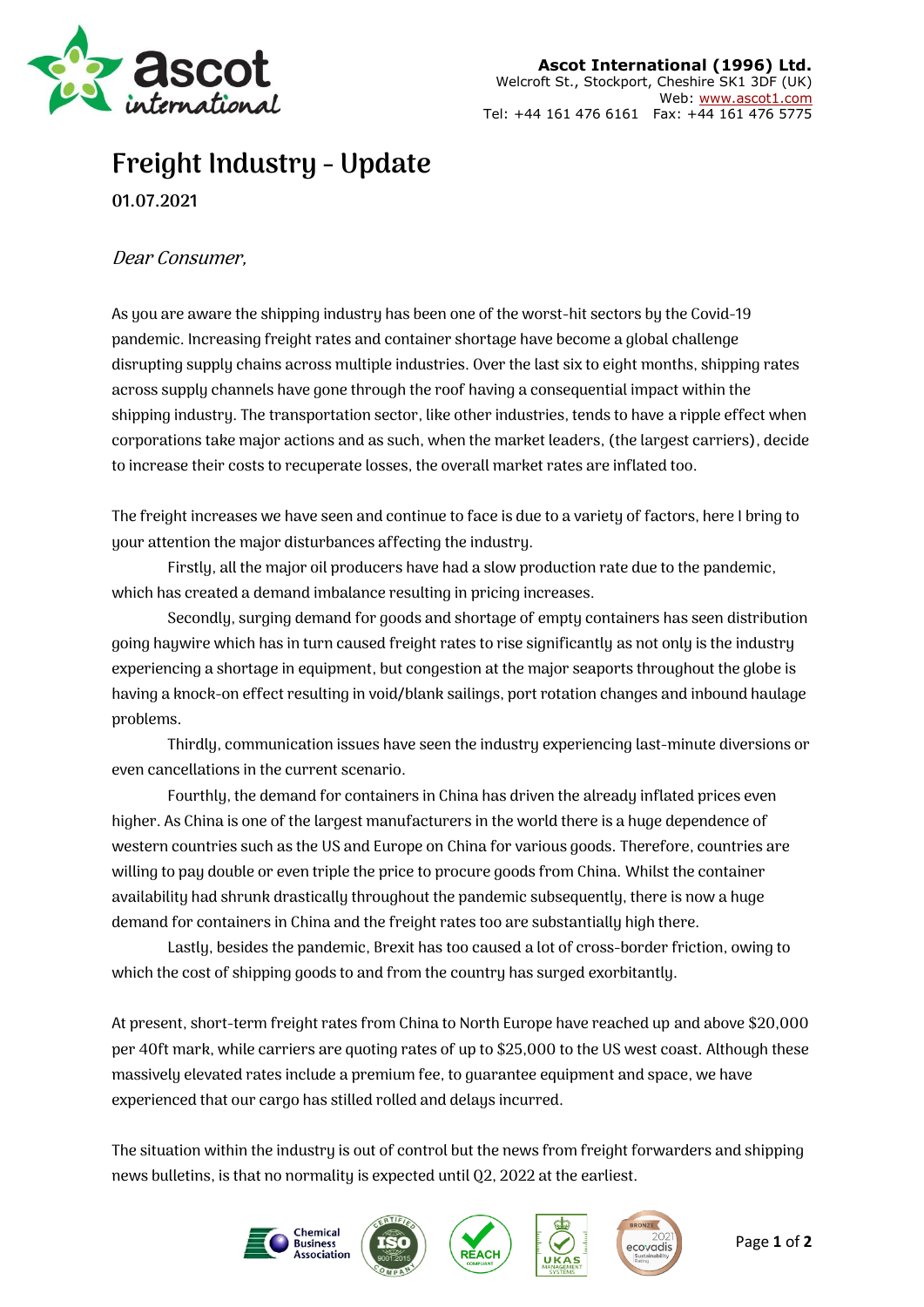**Ascot International (1996) Ltd.**
Welcroft St., Stockport, Cheshire SK1 3DF (UK)
Web: www.ascot1.com
Tel: +44 161 476 6161 Fax: +44 161 476 5775

# Freight Industry - Update

**01.07.2021**

*Dear Consumer,*

As you are aware the shipping industry has been one of the worst-hit sectors by the Covid-19 pandemic. Increasing freight rates and container shortage have become a global challenge disrupting supply chains across multiple industries. Over the last six to eight months, shipping rates across supply channels have gone through the roof having a consequential impact within the shipping industry. The transportation sector, like other industries, tends to have a ripple effect when corporations take major actions and as such, when the market leaders, (the largest carriers), decide to increase their costs to recuperate losses, the overall market rates are inflated too.

The freight increases we have seen and continue to face is due to a variety of factors, here I bring to your attention the major disturbances affecting the industry.

Firstly, all the major oil producers have had a slow production rate due to the pandemic, which has created a demand imbalance resulting in pricing increases.

Secondly, surging demand for goods and shortage of empty containers has seen distribution going haywire which has in turn caused freight rates to rise significantly as not only is the industry experiencing a shortage in equipment, but congestion at the major seaports throughout the globe is having a knock-on effect resulting in void/blank sailings, port rotation changes and inbound haulage problems.

Thirdly, communication issues have seen the industry experiencing last-minute diversions or even cancellations in the current scenario.

Fourthly, the demand for containers in China has driven the already inflated prices even higher. As China is one of the largest manufacturers in the world there is a huge dependence of western countries such as the US and Europe on China for various goods. Therefore, countries are willing to pay double or even triple the price to procure goods from China. Whilst the container availability had shrunk drastically throughout the pandemic subsequently, there is now a huge demand for containers in China and the freight rates too are substantially high there.

Lastly, besides the pandemic, Brexit has too caused a lot of cross-border friction, owing to which the cost of shipping goods to and from the country has surged exorbitantly.

At present, short-term freight rates from China to North Europe have reached up and above $20,000 per 40ft mark, while carriers are quoting rates of up to $25,000 to the US west coast. Although these massively elevated rates include a premium fee, to guarantee equipment and space, we have experienced that our cargo has stilled rolled and delays incurred.

The situation within the industry is out of control but the news from freight forwarders and shipping news bulletins, is that no normality is expected until Q2, 2022 at the earliest.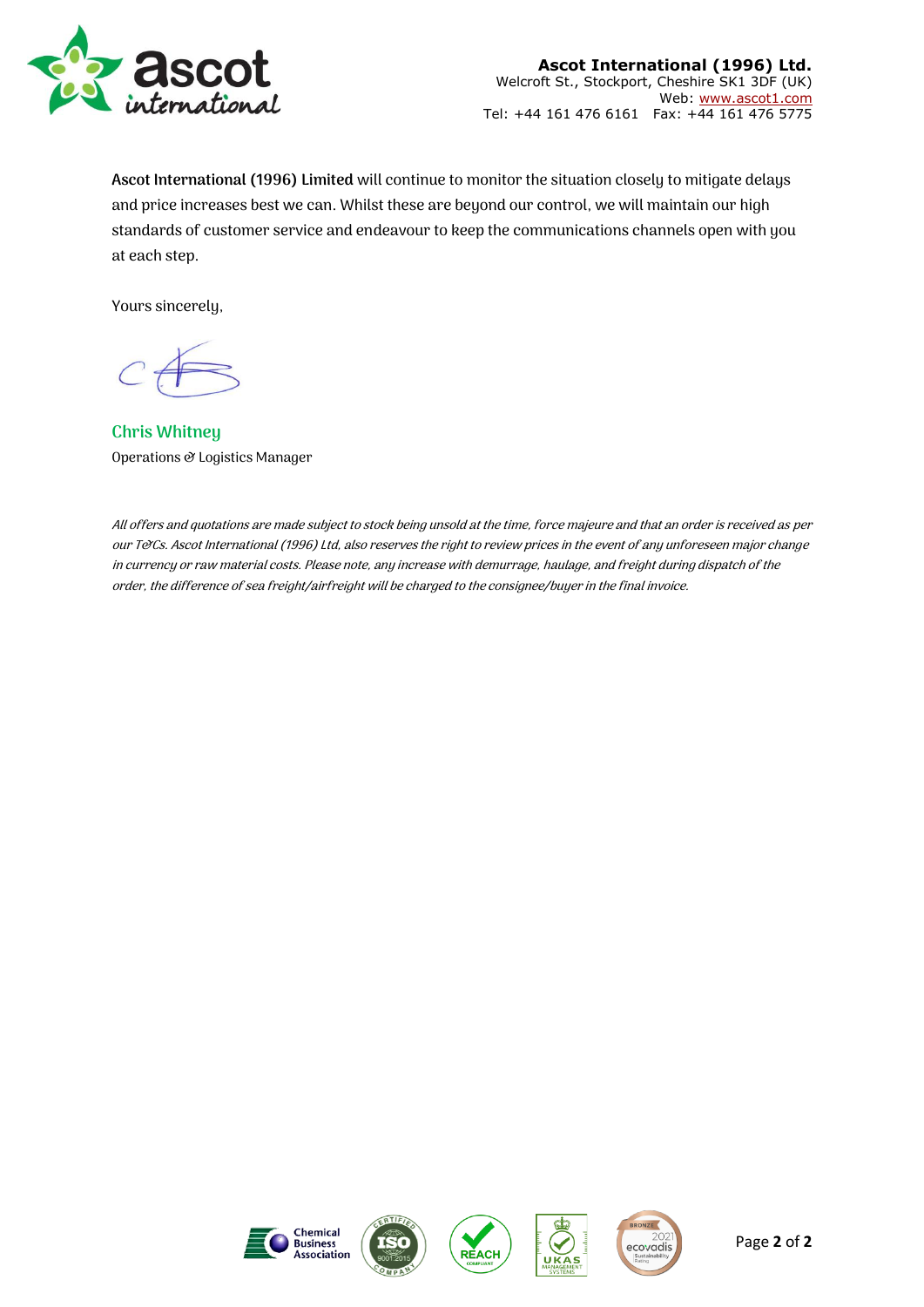**Ascot International (1996) Ltd.**
Welcroft St., Stockport, Cheshire SK1 3DF (UK)
Web: www.ascot1.com
Tel: +44 161 476 6161   Fax: +44 161 476 5775

**Ascot International (1996) Limited** will continue to monitor the situation closely to mitigate delays and price increases best we can. Whilst these are beyond our control, we will maintain our high standards of customer service and endeavour to keep the communications channels open with you at each step.

Yours sincerely,

Chris Whitney
Operations & Logistics Manager

*All offers and quotations are made subject to stock being unsold at the time, force majeure and that an order is received as per our T&Cs. Ascot International (1996) Ltd, also reserves the right to review prices in the event of any unforeseen major change in currency or raw material costs. Please note, any increase with demurrage, haulage, and freight during dispatch of the order, the difference of sea freight/airfreight will be charged to the consignee/buyer in the final invoice.*